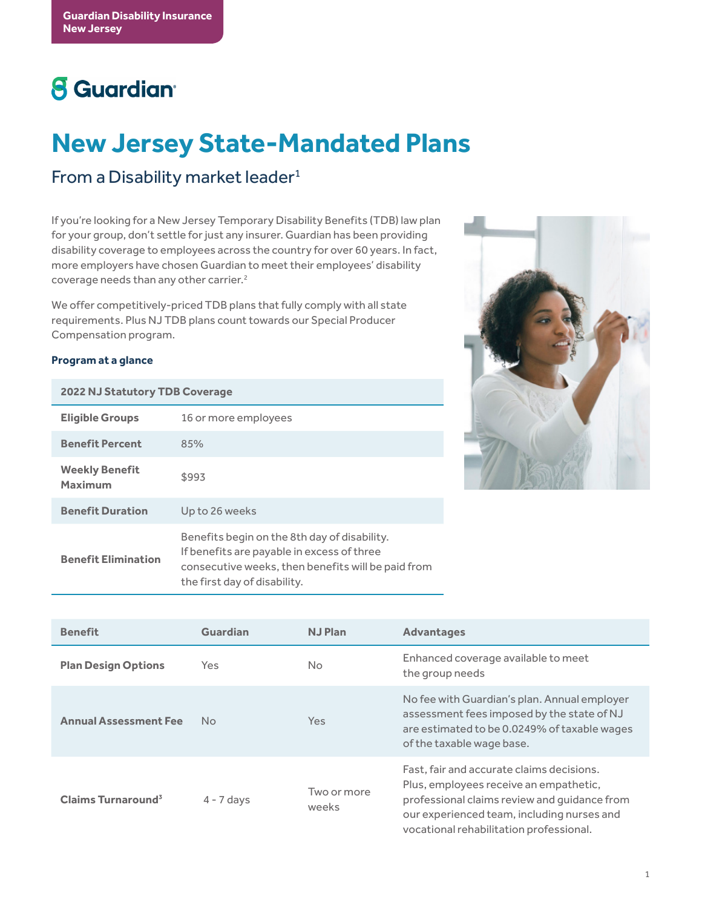Guardian Disability Insurance
New Jersey

Guardian

# New Jersey State-Mandated Plans

## From a Disability market leader[1]

If you're looking for a New Jersey Temporary Disability Benefits (TDB) law plan for your group, don't settle for just any insurer. Guardian has been providing disability coverage to employees across the country for over 60 years. In fact, more employers have chosen Guardian to meet their employees' disability coverage needs than any other carrier.[2]

We offer competitively-priced TDB plans that fully comply with all state requirements. Plus NJ TDB plans count towards our Special Producer Compensation program.

**Program at a glance**

| 2022 NJ Statutory TDB Coverage | |
|---|---|
| **Eligible Groups** | 16 or more employees |
| **Benefit Percent** | 85% |
| **Weekly Benefit Maximum** | $993 |
| **Benefit Duration** | Up to 26 weeks |
| **Benefit Elimination** | Benefits begin on the 8th day of disability. If benefits are payable in excess of three consecutive weeks, then benefits will be paid from the first day of disability. |

| Benefit | Guardian | NJ Plan | Advantages |
|---|---|---|---|
| **Plan Design Options** | Yes | No | Enhanced coverage available to meet the group needs |
| **Annual Assessment Fee** | No | Yes | No fee with Guardian's plan. Annual employer assessment fees imposed by the state of NJ are estimated to be 0.0249% of taxable wages of the taxable wage base. |
| **Claims Turnaround[3]** | 4 - 7 days | Two or more weeks | Fast, fair and accurate claims decisions. Plus, employees receive an empathetic, professional claims review and guidance from our experienced team, including nurses and vocational rehabilitation professional. |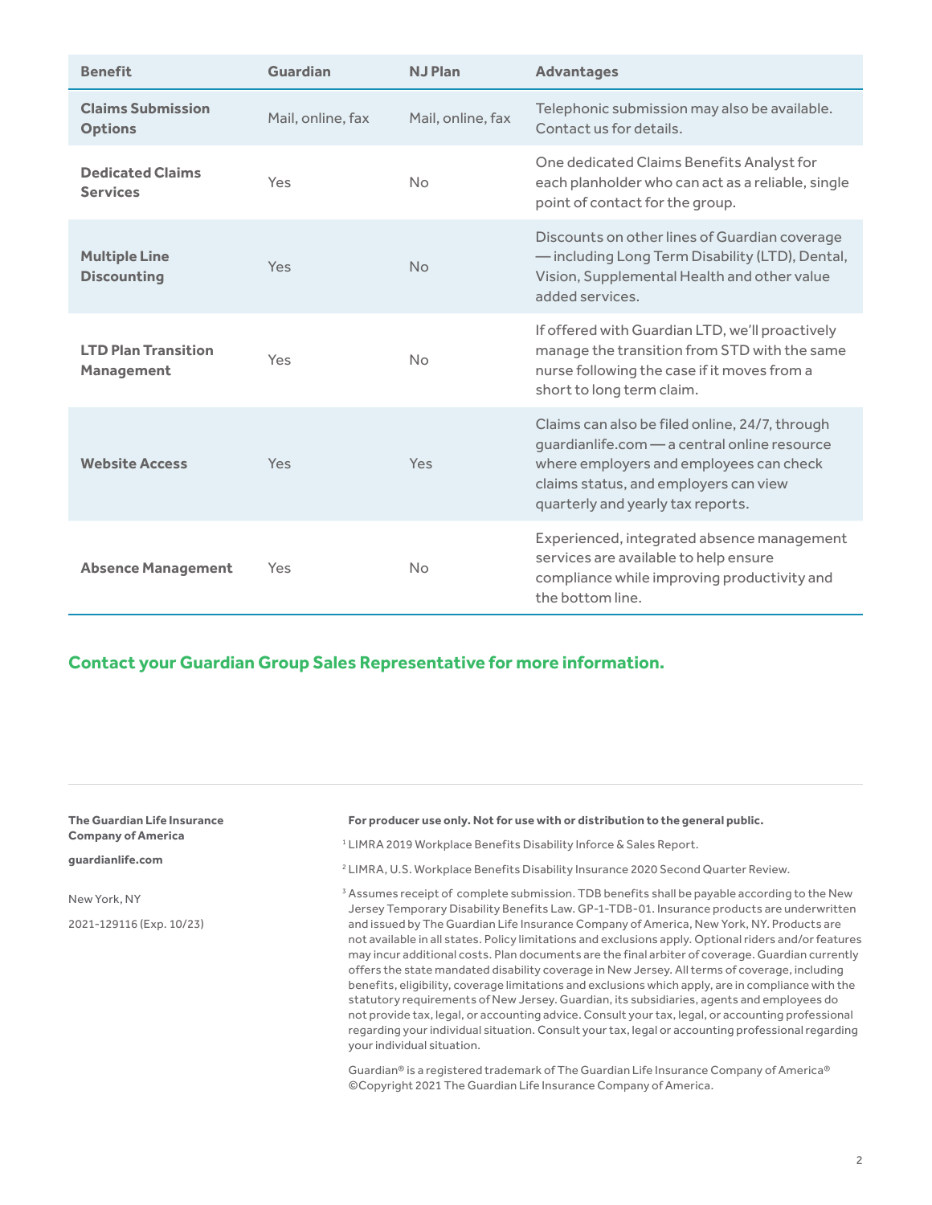| Benefit | Guardian | NJ Plan | Advantages |
| --- | --- | --- | --- |
| **Claims Submission Options** | Mail, online, fax | Mail, online, fax | Telephonic submission may also be available. Contact us for details. |
| **Dedicated Claims Services** | Yes | No | One dedicated Claims Benefits Analyst for each planholder who can act as a reliable, single point of contact for the group. |
| **Multiple Line Discounting** | Yes | No | Discounts on other lines of Guardian coverage — including Long Term Disability (LTD), Dental, Vision, Supplemental Health and other value added services. |
| **LTD Plan Transition Management** | Yes | No | If offered with Guardian LTD, we'll proactively manage the transition from STD with the same nurse following the case if it moves from a short to long term claim. |
| **Website Access** | Yes | Yes | Claims can also be filed online, 24/7, through guardianlife.com — a central online resource where employers and employees can check claims status, and employers can view quarterly and yearly tax reports. |
| **Absence Management** | Yes | No | Experienced, integrated absence management services are available to help ensure compliance while improving productivity and the bottom line. |

**Contact your Guardian Group Sales Representative for more information.**

**The Guardian Life Insurance Company of America**

**guardianlife.com**

New York, NY

2021-129116 (Exp. 10/23)

**For producer use only. Not for use with or distribution to the general public.**

[1] LIMRA 2019 Workplace Benefits Disability Inforce & Sales Report.

[2] LIMRA, U.S. Workplace Benefits Disability Insurance 2020 Second Quarter Review.

[3] Assumes receipt of complete submission. TDB benefits shall be payable according to the New Jersey Temporary Disability Benefits Law. GP-1-TDB-01. Insurance products are underwritten and issued by The Guardian Life Insurance Company of America, New York, NY. Products are not available in all states. Policy limitations and exclusions apply. Optional riders and/or features may incur additional costs. Plan documents are the final arbiter of coverage. Guardian currently offers the state mandated disability coverage in New Jersey. All terms of coverage, including benefits, eligibility, coverage limitations and exclusions which apply, are in compliance with the statutory requirements of New Jersey. Guardian, its subsidiaries, agents and employees do not provide tax, legal, or accounting advice. Consult your tax, legal, or accounting professional regarding your individual situation. Consult your tax, legal or accounting professional regarding your individual situation.

Guardian® is a registered trademark of The Guardian Life Insurance Company of America® ©Copyright 2021 The Guardian Life Insurance Company of America.